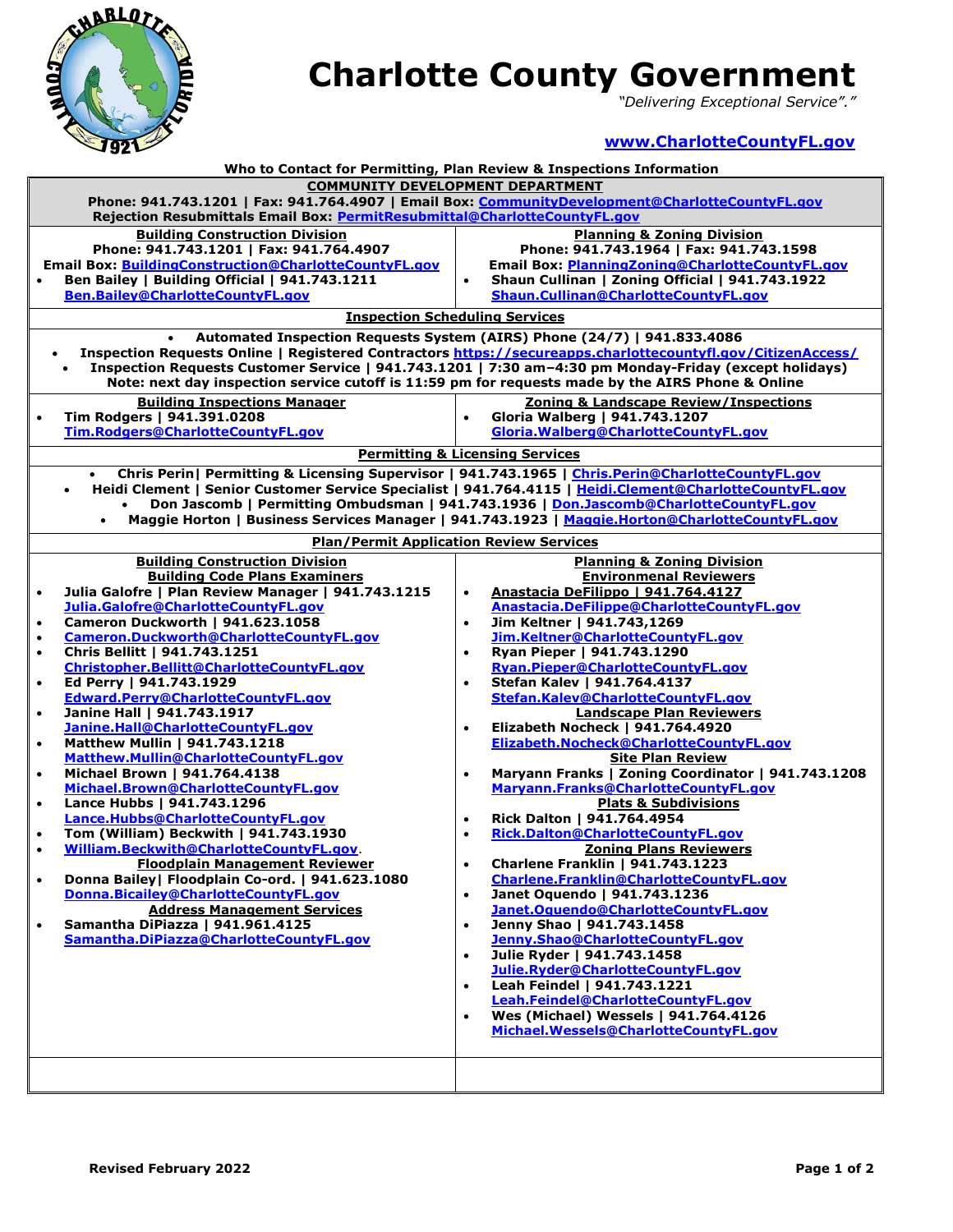# Charlotte County Government

*"Delivering Exceptional Service"."*

**www.CharlotteCountyFL.gov**

**Who to Contact for Permitting, Plan Review & Inspections Information**

## COMMUNITY DEVELOPMENT DEPARTMENT

**Phone: 941.743.1201 | Fax: 941.764.4907 | Email Box: CommunityDevelopment@CharlotteCountyFL.gov**
**Rejection Resubmittals Email Box: PermitResubmittal@CharlotteCountyFL.gov**

### Building Construction Division

**Phone: 941.743.1201 | Fax: 941.764.4907**
**Email Box: BuildingConstruction@CharlotteCountyFL.gov**

- **Ben Bailey | Building Official | 941.743.1211**
  **Ben.Bailey@CharlotteCountyFL.gov**

### Planning & Zoning Division

**Phone: 941.743.1964 | Fax: 941.743.1598**
**Email Box: PlanningZoning@CharlotteCountyFL.gov**

- **Shaun Cullinan | Zoning Official | 941.743.1922**
  **Shaun.Cullinan@CharlotteCountyFL.gov**

## Inspection Scheduling Services

- **Automated Inspection Requests System (AIRS) Phone (24/7) | 941.833.4086**
- **Inspection Requests Online | Registered Contractors https://secureapps.charlottecountyfl.gov/CitizenAccess/**
- **Inspection Requests Customer Service | 941.743.1201 | 7:30 am–4:30 pm Monday-Friday (except holidays)**

**Note: next day inspection service cutoff is 11:59 pm for requests made by the AIRS Phone & Online**

### Building Inspections Manager

- **Tim Rodgers | 941.391.0208**
  **Tim.Rodgers@CharlotteCountyFL.gov**

### Zoning & Landscape Review/Inspections

- **Gloria Walberg | 941.743.1207**
  **Gloria.Walberg@CharlotteCountyFL.gov**

## Permitting & Licensing Services

- **Chris Perin| Permitting & Licensing Supervisor | 941.743.1965 | Chris.Perin@CharlotteCountyFL.gov**
- **Heidi Clement | Senior Customer Service Specialist | 941.764.4115 | Heidi.Clement@CharlotteCountyFL.gov**
- **Don Jascomb | Permitting Ombudsman | 941.743.1936 | Don.Jascomb@CharlotteCountyFL.gov**
- **Maggie Horton | Business Services Manager | 941.743.1923 | Maggie.Horton@CharlotteCountyFL.gov**

## Plan/Permit Application Review Services

### Building Construction Division

#### Building Code Plans Examiners

- **Julia Galofre | Plan Review Manager | 941.743.1215**
  **Julia.Galofre@CharlotteCountyFL.gov**
- **Cameron Duckworth | 941.623.1058**
- **Cameron.Duckworth@CharlotteCountyFL.gov**
- **Chris Bellitt | 941.743.1251**
  **Christopher.Bellitt@CharlotteCountyFL.gov**
- **Ed Perry | 941.743.1929**
  **Edward.Perry@CharlotteCountyFL.gov**
- **Janine Hall | 941.743.1917**
  **Janine.Hall@CharlotteCountyFL.gov**
- **Matthew Mullin | 941.743.1218**
  **Matthew.Mullin@CharlotteCountyFL.gov**
- **Michael Brown | 941.764.4138**
  **Michael.Brown@CharlotteCountyFL.gov**
- **Lance Hubbs | 941.743.1296**
  **Lance.Hubbs@CharlotteCountyFL.gov**
- **Tom (William) Beckwith | 941.743.1930**
- **William.Beckwith@CharlotteCountyFL.gov.**

#### Floodplain Management Reviewer

- **Donna Bailey| Floodplain Co-ord. | 941.623.1080**
  **Donna.Bicailey@CharlotteCountyFL.gov**

#### Address Management Services

- **Samantha DiPiazza | 941.961.4125**
  **Samantha.DiPiazza@CharlotteCountyFL.gov**

### Planning & Zoning Division

#### Environmental Reviewers

- **Anastacia DeFilippo | 941.764.4127**
  **Anastacia.DeFilippe@CharlotteCountyFL.gov**
- **Jim Keltner | 941.743,1269**
  **Jim.Keltner@CharlotteCountyFL.gov**
- **Ryan Pieper | 941.743.1290**
  **Ryan.Pieper@CharlotteCountyFL.gov**
- **Stefan Kalev | 941.764.4137**
  **Stefan.Kalev@CharlotteCountyFL.gov**

#### Landscape Plan Reviewers

- **Elizabeth Nocheck | 941.764.4920**
  **Elizabeth.Nocheck@CharlotteCountyFL.gov**

#### Site Plan Review

- **Maryann Franks | Zoning Coordinator | 941.743.1208**
  **Maryann.Franks@CharlotteCountyFL.gov**

#### Plats & Subdivisions

- **Rick Dalton | 941.764.4954**
- **Rick.Dalton@CharlotteCountyFL.gov**

#### Zoning Plans Reviewers

- **Charlene Franklin | 941.743.1223**
  **Charlene.Franklin@CharlotteCountyFL.gov**
- **Janet Oquendo | 941.743.1236**
  **Janet.Oquendo@CharlotteCountyFL.gov**
- **Jenny Shao | 941.743.1458**
  **Jenny.Shao@CharlotteCountyFL.gov**
- **Julie Ryder | 941.743.1458**
  **Julie.Ryder@CharlotteCountyFL.gov**
- **Leah Feindel | 941.743.1221**
  **Leah.Feindel@CharlotteCountyFL.gov**
- **Wes (Michael) Wessels | 941.764.4126**
  **Michael.Wessels@CharlotteCountyFL.gov**

**Revised February 2022**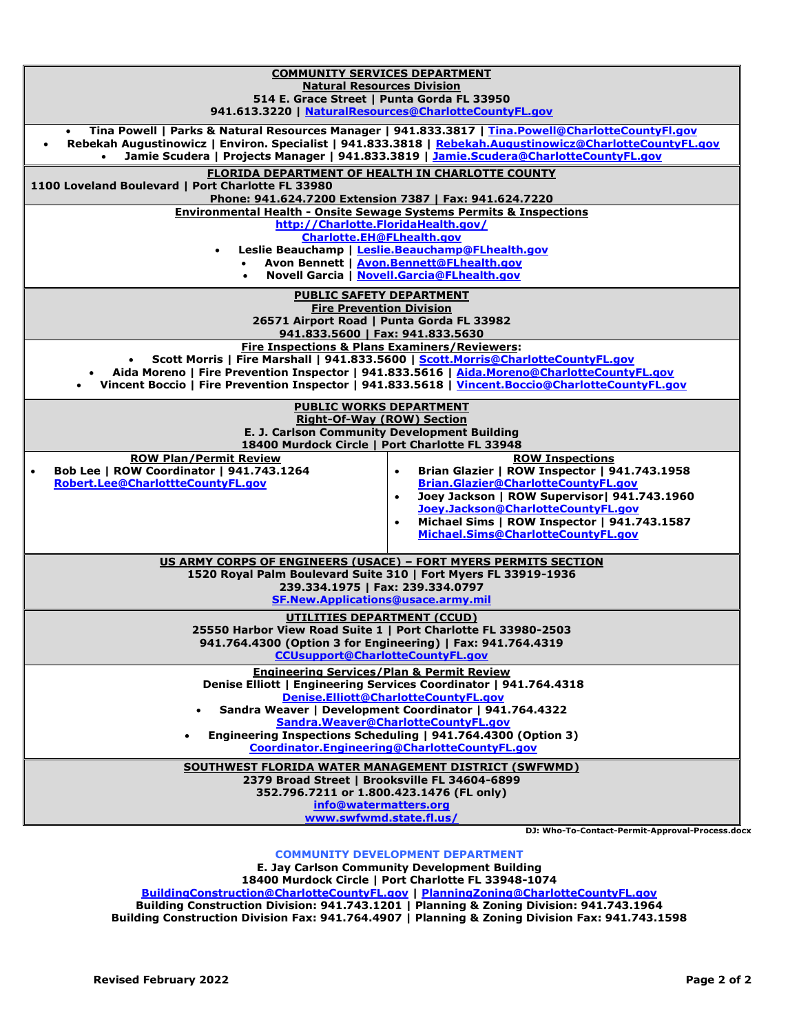**COMMUNITY SERVICES DEPARTMENT**
**Natural Resources Division**
**514 E. Grace Street | Punta Gorda FL 33950**
**941.613.3220 | NaturalResources@CharlotteCountyFL.gov**

- **Tina Powell | Parks & Natural Resources Manager | 941.833.3817 | Tina.Powell@CharlotteCountyFl.gov**
- **Rebekah Augustinowicz | Environ. Specialist | 941.833.3818 | Rebekah.Augustinowicz@CharlotteCountyFL.gov**
- **Jamie Scudera | Projects Manager | 941.833.3819 | Jamie.Scudera@CharlotteCountyFL.gov**

**FLORIDA DEPARTMENT OF HEALTH IN CHARLOTTE COUNTY**
**1100 Loveland Boulevard | Port Charlotte FL 33980**
**Phone: 941.624.7200 Extension 7387 | Fax: 941.624.7220**

**Environmental Health - Onsite Sewage Systems Permits & Inspections**
**http://Charlotte.FloridaHealth.gov/**
**Charlotte.EH@FLhealth.gov**

- **Leslie Beauchamp | Leslie.Beauchamp@FLhealth.gov**
- **Avon Bennett | Avon.Bennett@FLhealth.gov**
- **Novell Garcia | Novell.Garcia@FLhealth.gov**

**PUBLIC SAFETY DEPARTMENT**
**Fire Prevention Division**
**26571 Airport Road | Punta Gorda FL 33982**
**941.833.5600 | Fax: 941.833.5630**

**Fire Inspections & Plans Examiners/Reviewers:**

- **Scott Morris | Fire Marshall | 941.833.5600 | Scott.Morris@CharlotteCountyFL.gov**
- **Aida Moreno | Fire Prevention Inspector | 941.833.5616 | Aida.Moreno@CharlotteCountyFL.gov**
- **Vincent Boccio | Fire Prevention Inspector | 941.833.5618 | Vincent.Boccio@CharlotteCountyFL.gov**

**PUBLIC WORKS DEPARTMENT**
**Right-Of-Way (ROW) Section**
**E. J. Carlson Community Development Building**
**18400 Murdock Circle | Port Charlotte FL 33948**

| ROW Plan/Permit Review | ROW Inspections |
|---|---|
| • Bob Lee \| ROW Coordinator \| 941.743.1264 Robert.Lee@CharlottteCountyFL.gov | • Brian Glazier \| ROW Inspector \| 941.743.1958 Brian.Glazier@CharlotteCountyFL.gov<br>• Joey Jackson \| ROW Supervisor\| 941.743.1960 Joey.Jackson@CharlotteCountyFL.gov<br>• Michael Sims \| ROW Inspector \| 941.743.1587 Michael.Sims@CharlotteCountyFL.gov |

**US ARMY CORPS OF ENGINEERS (USACE) – FORT MYERS PERMITS SECTION**
**1520 Royal Palm Boulevard Suite 310 | Fort Myers FL 33919-1936**
**239.334.1975 | Fax: 239.334.0797**
**SF.New.Applications@usace.army.mil**

**UTILITIES DEPARTMENT (CCUD)**
**25550 Harbor View Road Suite 1 | Port Charlotte FL 33980-2503**
**941.764.4300 (Option 3 for Engineering) | Fax: 941.764.4319**
**CCUsupport@CharlotteCountyFL.gov**

**Engineering Services/Plan & Permit Review**
**Denise Elliott | Engineering Services Coordinator | 941.764.4318**
**Denise.Elliott@CharlotteCountyFL.gov**

- **Sandra Weaver | Development Coordinator | 941.764.4322**
  **Sandra.Weaver@CharlotteCountyFL.gov**
- **Engineering Inspections Scheduling | 941.764.4300 (Option 3)**
  **Coordinator.Engineering@CharlotteCountyFL.gov**

**SOUTHWEST FLORIDA WATER MANAGEMENT DISTRICT (SWFWMD)**
**2379 Broad Street | Brooksville FL 34604-6899**
**352.796.7211 or 1.800.423.1476 (FL only)**
**info@watermatters.org**
**www.swfwmd.state.fl.us/**

**DJ: Who-To-Contact-Permit-Approval-Process.docx**

**COMMUNITY DEVELOPMENT DEPARTMENT**
**E. Jay Carlson Community Development Building**
**18400 Murdock Circle | Port Charlotte FL 33948-1074**
**BuildingConstruction@CharlotteCountyFL.gov | PlanningZoning@CharlotteCountyFL.gov**
**Building Construction Division: 941.743.1201 | Planning & Zoning Division: 941.743.1964**
**Building Construction Division Fax: 941.764.4907 | Planning & Zoning Division Fax: 941.743.1598**

**Revised February 2022**